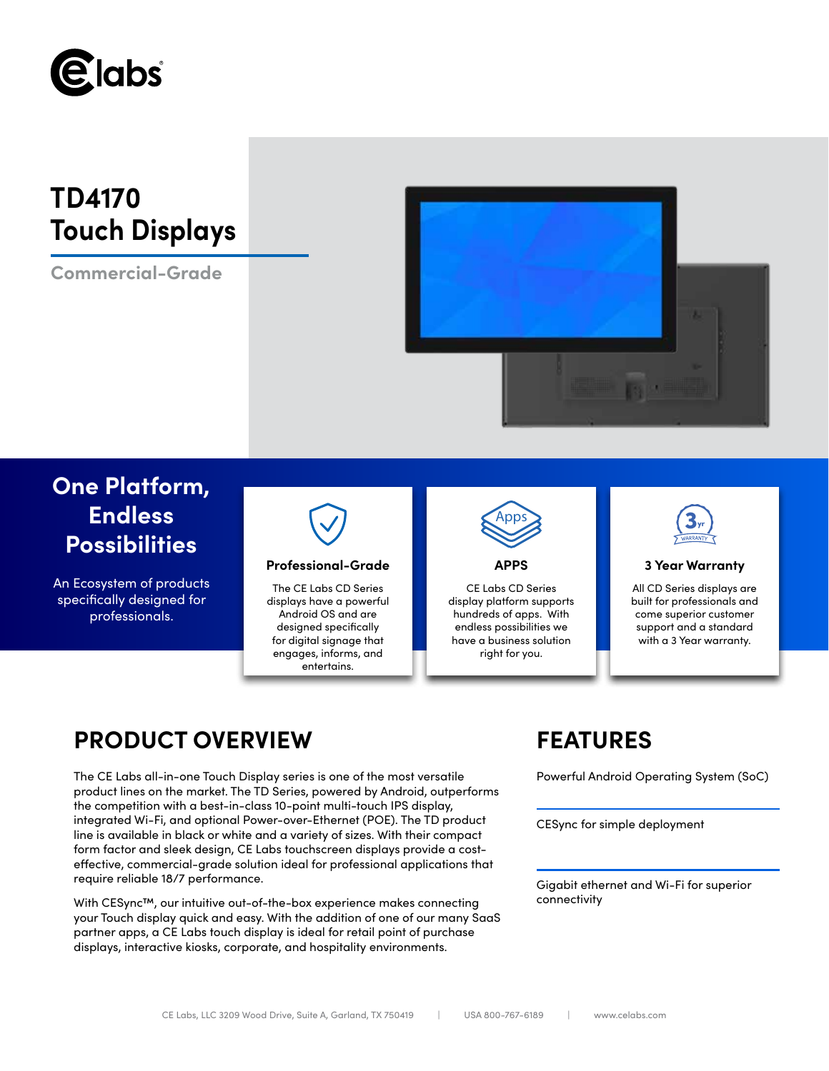# TD4170 Touch Displays

Commercial-Grade

## One Platform, Endless Possibilities

An Ecosystem of products specifically designed for professionals.

### Professional-Grade

The CE Labs CD Series displays have a powerful Android OS and are designed specifically for digital signage that engages, informs, and entertains.

### APPS

CE Labs CD Series display platform supports hundreds of apps. With endless possibilities we have a business solution right for you.

### 3 Year Warranty

All CD Series displays are built for professionals and come superior customer support and a standard with a 3 Year warranty.

## PRODUCT OVERVIEW

The CE Labs all-in-one Touch Display series is one of the most versatile product lines on the market. The TD Series, powered by Android, outperforms the competition with a best-in-class 10-point multi-touch IPS display, integrated Wi-Fi, and optional Power-over-Ethernet (POE). The TD product line is available in black or white and a variety of sizes. With their compact form factor and sleek design, CE Labs touchscreen displays provide a cost-effective, commercial-grade solution ideal for professional applications that require reliable 18/7 performance.

With CESync™, our intuitive out-of-the-box experience makes connecting your Touch display quick and easy. With the addition of one of our many SaaS partner apps, a CE Labs touch display is ideal for retail point of purchase displays, interactive kiosks, corporate, and hospitality environments.

## FEATURES

Powerful Android Operating System (SoC)

CESync for simple deployment

Gigabit ethernet and Wi-Fi for superior connectivity

CE Labs, LLC 3209 Wood Drive, Suite A, Garland, TX 750419 | USA 800-767-6189 | www.celabs.com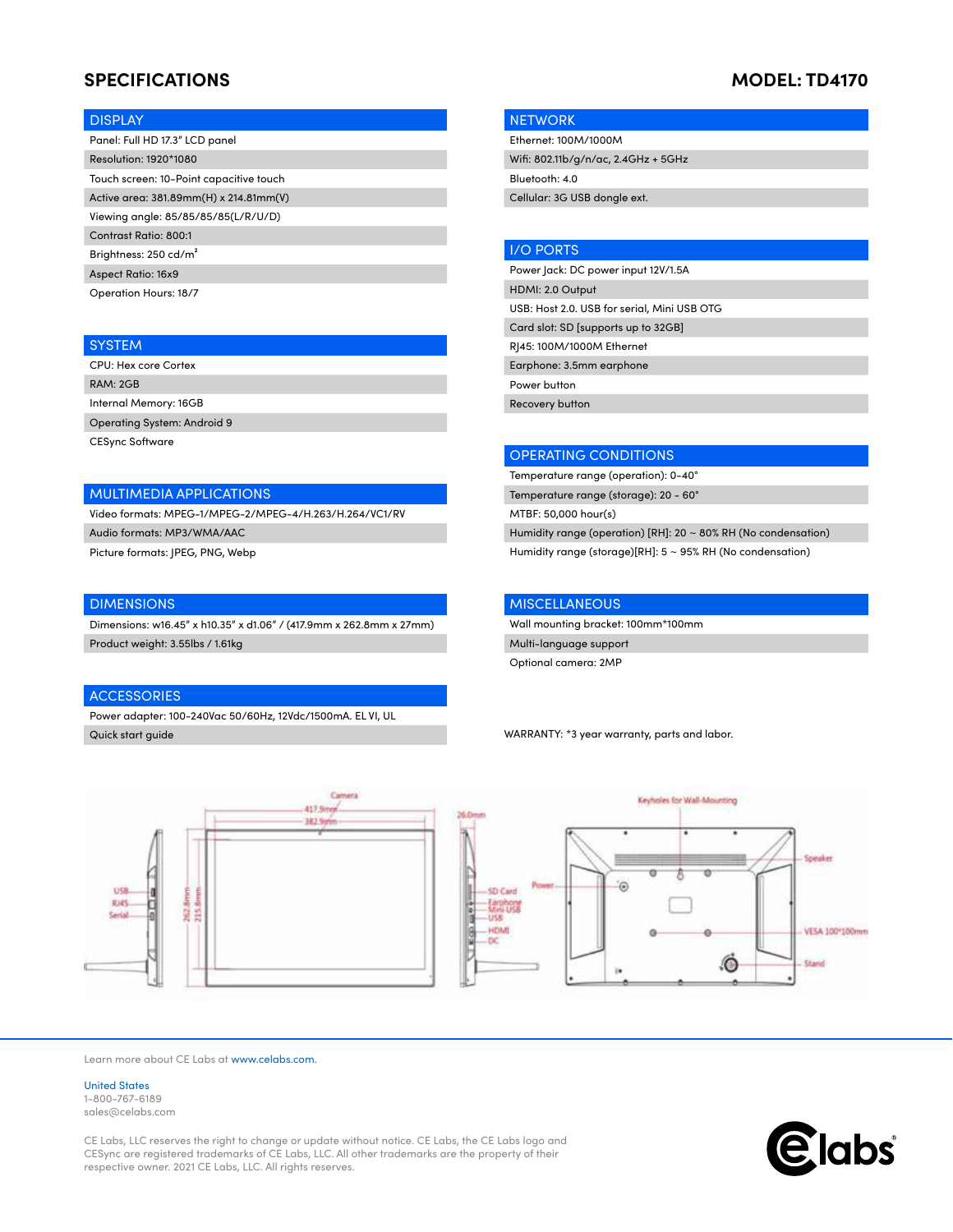# SPECIFICATIONS

## MODEL: TD4170

### DISPLAY

Panel: Full HD 17.3" LCD panel
Resolution: 1920*1080
Touch screen: 10-Point capacitive touch
Active area: 381.89mm(H) x 214.81mm(V)
Viewing angle: 85/85/85/85(L/R/U/D)
Contrast Ratio: 800:1
Brightness: 250 cd/m²
Aspect Ratio: 16x9
Operation Hours: 18/7

### SYSTEM

CPU: Hex core Cortex
RAM: 2GB
Internal Memory: 16GB
Operating System: Android 9
CESync Software

### MULTIMEDIA APPLICATIONS

Video formats: MPEG-1/MPEG-2/MPEG-4/H.263/H.264/VC1/RV
Audio formats: MP3/WMA/AAC
Picture formats: JPEG, PNG, Webp

### DIMENSIONS

Dimensions: w16.45" x h10.35" x d1.06" / (417.9mm x 262.8mm x 27mm)
Product weight: 3.55lbs / 1.61kg

### ACCESSORIES

Power adapter: 100-240Vac 50/60Hz, 12Vdc/1500mA. EL VI, UL
Quick start guide

### NETWORK

Ethernet: 100M/1000M
Wifi: 802.11b/g/n/ac, 2.4GHz + 5GHz
Bluetooth: 4.0
Cellular: 3G USB dongle ext.

### I/O PORTS

Power Jack: DC power input 12V/1.5A
HDMI: 2.0 Output
USB: Host 2.0. USB for serial, Mini USB OTG
Card slot: SD [supports up to 32GB]
RJ45: 100M/1000M Ethernet
Earphone: 3.5mm earphone
Power button
Recovery button

### OPERATING CONDITIONS

Temperature range (operation): 0-40°
Temperature range (storage): 20 - 60°
MTBF: 50,000 hour(s)
Humidity range (operation) [RH]: 20 ~ 80% RH (No condensation)
Humidity range (storage)[RH]: 5 ~ 95% RH (No condensation)

### MISCELLANEOUS

Wall mounting bracket: 100mm*100mm
Multi-language support
Optional camera: 2MP

WARRANTY: *3 year warranty, parts and labor.

Camera
417.9mm
382.9mm
26.0mm
USB
RJ45
Serial
262.8mm
215.8mm
SD Card
Earphone
Mini USB
USB
HDMI
DC
Power
Keyholes for Wall-Mounting
Speaker
VESA 100*100mm
Stand

Learn more about CE Labs at www.celabs.com.

United States
1-800-767-6189
sales@celabs.com

CE Labs, LLC reserves the right to change or update without notice. CE Labs, the CE Labs logo and CESync are registered trademarks of CE Labs, LLC. All other trademarks are the property of their respective owner. 2021 CE Labs, LLC. All rights reserves.